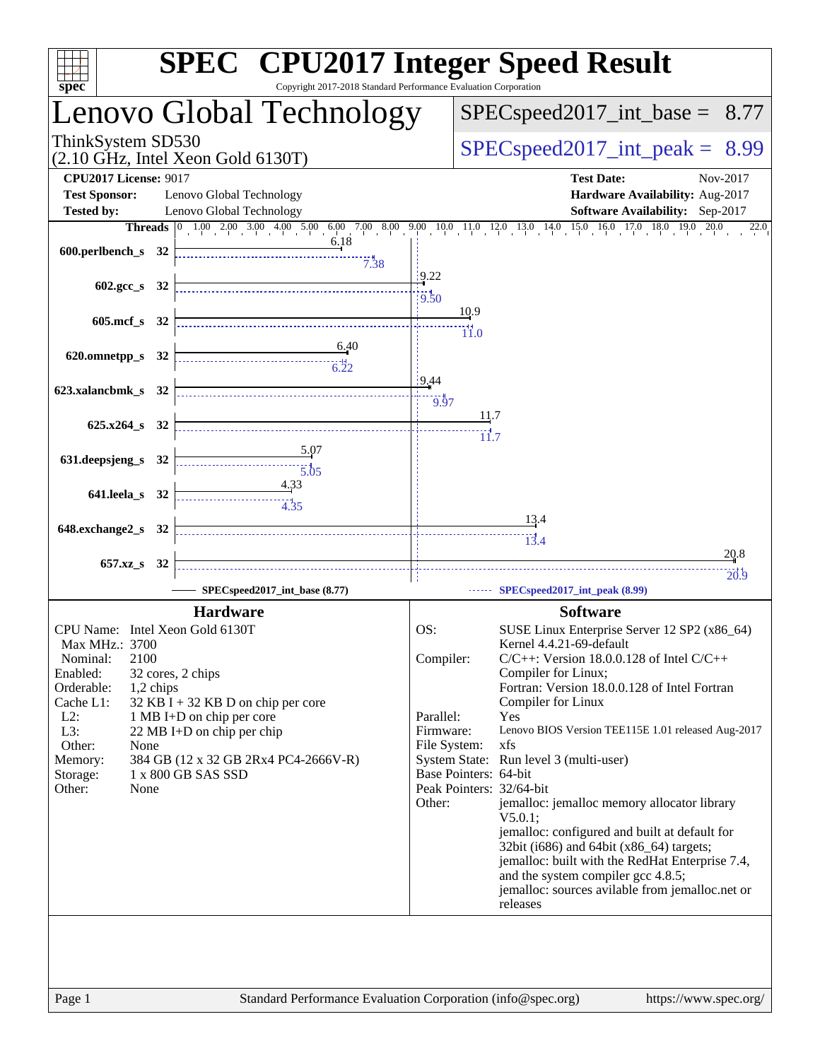# SPEC CPU2017 Integer Speed Result

Copyright 2017-2018 Standard Performance Evaluation Corporation

## Lenovo Global Technology

ThinkSystem SD530 (2.10 GHz, Intel Xeon Gold 6130T)

SPECspeed2017_int_base = 8.77

SPECspeed2017_int_peak = 8.99

| | | | |
|---|---|---|---|
| **CPU2017 License:** | 9017 | **Test Date:** | Nov-2017 |
| **Test Sponsor:** | Lenovo Global Technology | **Hardware Availability:** | Aug-2017 |
| **Tested by:** | Lenovo Global Technology | **Software Availability:** | Sep-2017 |

| Benchmark | Threads | Base | Peak |
|---|---|---|---|
| 600.perlbench_s | 32 | 6.18 | 7.38 |
| 602.gcc_s | 32 | 9.22 | 9.50 |
| 605.mcf_s | 32 | 10.9 | 11.0 |
| 620.omnetpp_s | 32 | 6.40 | 6.22 |
| 623.xalancbmk_s | 32 | 9.44 | 9.97 |
| 625.x264_s | 32 | 11.7 | 11.7 |
| 631.deepsjeng_s | 32 | 5.07 | 5.05 |
| 641.leela_s | 32 | 4.33 | 4.35 |
| 648.exchange2_s | 32 | 13.4 | 13.4 |
| 657.xz_s | 32 | 20.8 | 20.9 |

SPECspeed2017_int_base (8.77) — SPECspeed2017_int_peak (8.99)

### Hardware

- **CPU Name:** Intel Xeon Gold 6130T
- **Max MHz.:** 3700
- **Nominal:** 2100
- **Enabled:** 32 cores, 2 chips
- **Orderable:** 1,2 chips
- **Cache L1:** 32 KB I + 32 KB D on chip per core
- **L2:** 1 MB I+D on chip per core
- **L3:** 22 MB I+D on chip per chip
- **Other:** None
- **Memory:** 384 GB (12 x 32 GB 2Rx4 PC4-2666V-R)
- **Storage:** 1 x 800 GB SAS SSD
- **Other:** None

### Software

- **OS:** SUSE Linux Enterprise Server 12 SP2 (x86_64) Kernel 4.4.21-69-default
- **Compiler:** C/C++: Version 18.0.0.128 of Intel C/C++ Compiler for Linux; Fortran: Version 18.0.0.128 of Intel Fortran Compiler for Linux
- **Parallel:** Yes
- **Firmware:** Lenovo BIOS Version TEE115E 1.01 released Aug-2017
- **File System:** xfs
- **System State:** Run level 3 (multi-user)
- **Base Pointers:** 64-bit
- **Peak Pointers:** 32/64-bit
- **Other:** jemalloc: jemalloc memory allocator library V5.0.1; jemalloc: configured and built at default for 32bit (i686) and 64bit (x86_64) targets; jemalloc: built with the RedHat Enterprise 7.4, and the system compiler gcc 4.8.5; jemalloc: sources avilable from jemalloc.net or releases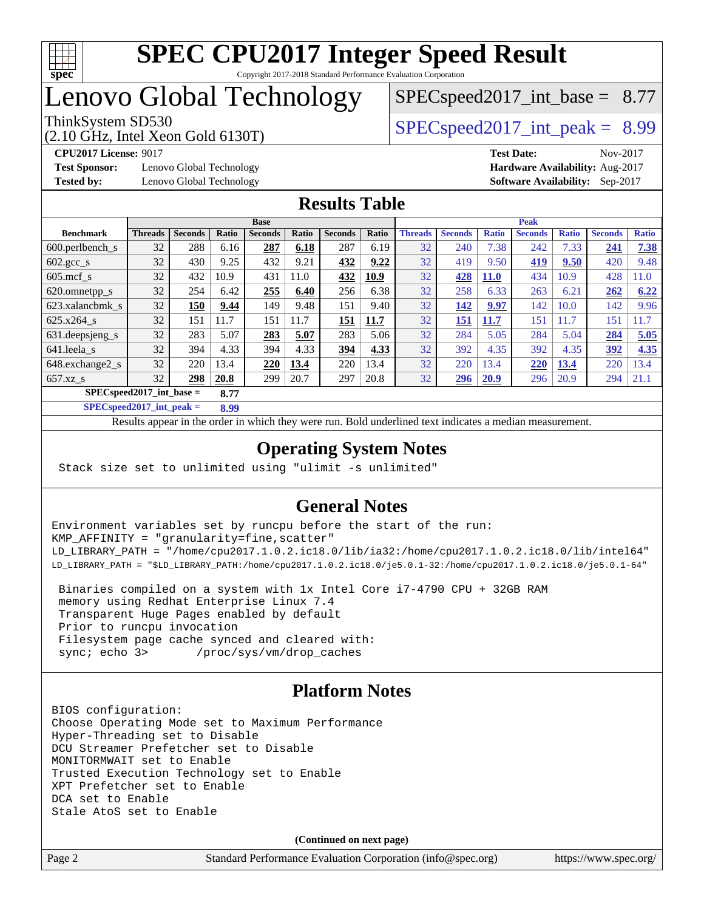# SPEC CPU2017 Integer Speed Result

Copyright 2017-2018 Standard Performance Evaluation Corporation

# Lenovo Global Technology

ThinkSystem SD530
(2.10 GHz, Intel Xeon Gold 6130T)

SPECspeed2017_int_base = 8.77

SPECspeed2017_int_peak = 8.99

**CPU2017 License:** 9017
**Test Sponsor:** Lenovo Global Technology
**Tested by:** Lenovo Global Technology

**Test Date:** Nov-2017
**Hardware Availability:** Aug-2017
**Software Availability:** Sep-2017

## Results Table

| Benchmark | Base | | | | | | | Peak | | | | | | |
|---|---|---|---|---|---|---|---|---|---|---|---|---|---|---|
| | Threads | Seconds | Ratio | Seconds | Ratio | Seconds | Ratio | Threads | Seconds | Ratio | Seconds | Ratio | Seconds | Ratio |
| 600.perlbench_s | 32 | 288 | 6.16 | **287** | **6.18** | 287 | 6.19 | 32 | 240 | 7.38 | 242 | 7.33 | **241** | **7.38** |
| 602.gcc_s | 32 | 430 | 9.25 | 432 | 9.21 | **432** | **9.22** | 32 | 419 | 9.50 | **419** | **9.50** | 420 | 9.48 |
| 605.mcf_s | 32 | 432 | 10.9 | 431 | 11.0 | **432** | **10.9** | 32 | **428** | **11.0** | 434 | 10.9 | 428 | 11.0 |
| 620.omnetpp_s | 32 | 254 | 6.42 | **255** | **6.40** | 256 | 6.38 | 32 | 258 | 6.33 | 263 | 6.21 | **262** | **6.22** |
| 623.xalancbmk_s | 32 | **150** | **9.44** | 149 | 9.48 | 151 | 9.40 | 32 | **142** | **9.97** | 142 | 10.0 | 142 | 9.96 |
| 625.x264_s | 32 | 151 | 11.7 | 151 | 11.7 | **151** | **11.7** | 32 | **151** | **11.7** | 151 | 11.7 | 151 | 11.7 |
| 631.deepsjeng_s | 32 | 283 | 5.07 | **283** | **5.07** | 283 | 5.06 | 32 | 284 | 5.05 | 284 | 5.04 | **284** | **5.05** |
| 641.leela_s | 32 | 394 | 4.33 | 394 | 4.33 | **394** | **4.33** | 32 | 392 | 4.35 | 392 | 4.35 | **392** | **4.35** |
| 648.exchange2_s | 32 | 220 | 13.4 | **220** | **13.4** | 220 | 13.4 | 32 | 220 | 13.4 | **220** | **13.4** | 220 | 13.4 |
| 657.xz_s | 32 | **298** | **20.8** | 299 | 20.7 | 297 | 20.8 | 32 | **296** | **20.9** | 296 | 20.9 | 294 | 21.1 |

**SPECspeed2017_int_base = 8.77**

**SPECspeed2017_int_peak = 8.99**

Results appear in the order in which they were run. Bold underlined text indicates a median measurement.

## Operating System Notes

```
Stack size set to unlimited using "ulimit -s unlimited"
```

## General Notes

```
Environment variables set by runcpu before the start of the run:
KMP_AFFINITY = "granularity=fine,scatter"
LD_LIBRARY_PATH = "/home/cpu2017.1.0.2.ic18.0/lib/ia32:/home/cpu2017.1.0.2.ic18.0/lib/intel64"
LD_LIBRARY_PATH = "$LD_LIBRARY_PATH:/home/cpu2017.1.0.2.ic18.0/je5.0.1-32:/home/cpu2017.1.0.2.ic18.0/je5.0.1-64"

 Binaries compiled on a system with 1x Intel Core i7-4790 CPU + 32GB RAM
 memory using Redhat Enterprise Linux 7.4
 Transparent Huge Pages enabled by default
 Prior to runcpu invocation
 Filesystem page cache synced and cleared with:
 sync; echo 3>       /proc/sys/vm/drop_caches
```

## Platform Notes

```
BIOS configuration:
Choose Operating Mode set to Maximum Performance
Hyper-Threading set to Disable
DCU Streamer Prefetcher set to Disable
MONITORMWAIT set to Enable
Trusted Execution Technology set to Enable
XPT Prefetcher set to Enable
DCA set to Enable
Stale AtoS set to Enable
```

**(Continued on next page)**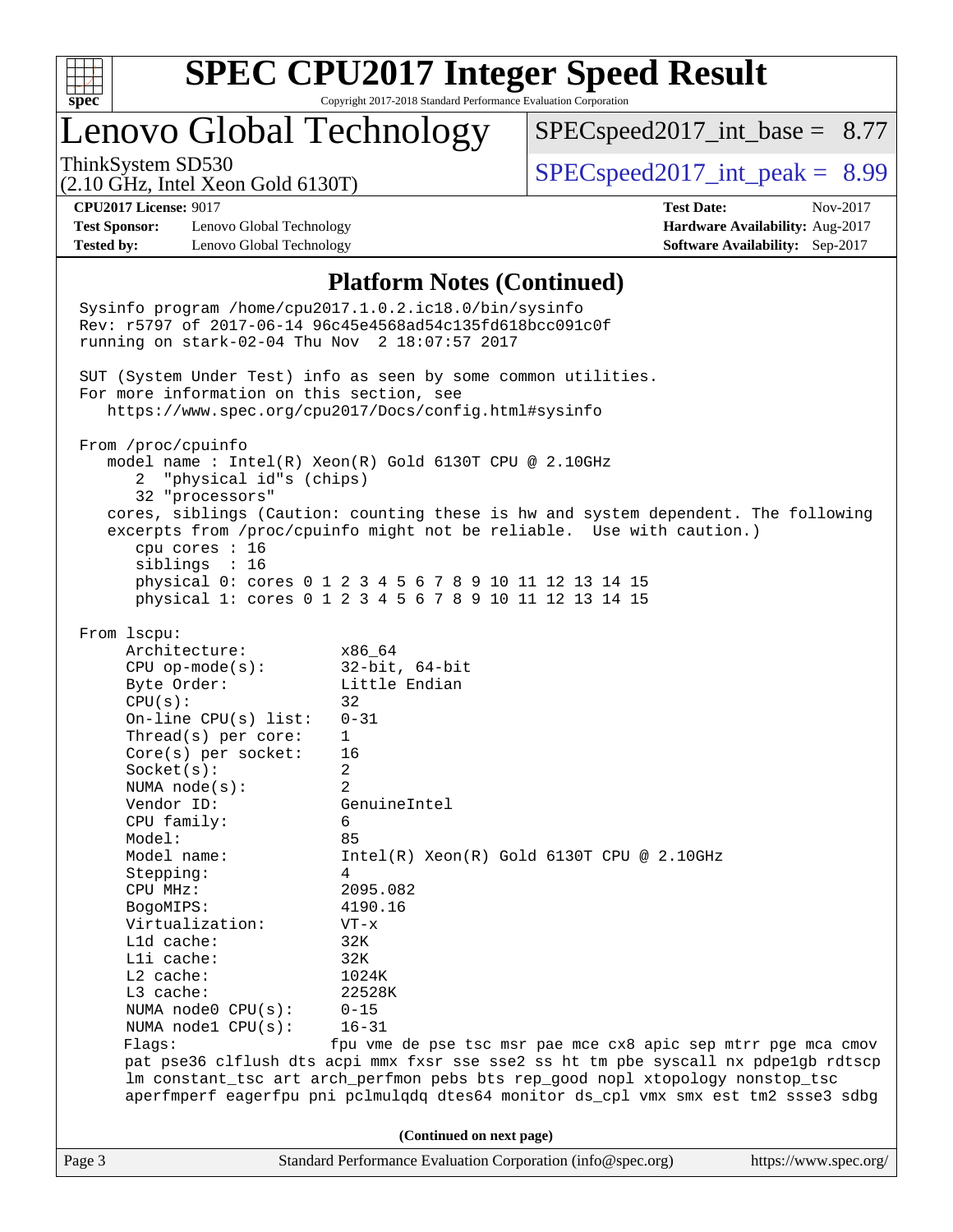# SPEC CPU2017 Integer Speed Result

Copyright 2017-2018 Standard Performance Evaluation Corporation

## Lenovo Global Technology

ThinkSystem SD530
(2.10 GHz, Intel Xeon Gold 6130T)

SPECspeed2017_int_base = 8.77

SPECspeed2017_int_peak = 8.99

**CPU2017 License:** 9017
**Test Sponsor:** Lenovo Global Technology
**Tested by:** Lenovo Global Technology

**Test Date:** Nov-2017
**Hardware Availability:** Aug-2017
**Software Availability:** Sep-2017

### Platform Notes (Continued)

```
Sysinfo program /home/cpu2017.1.0.2.ic18.0/bin/sysinfo
Rev: r5797 of 2017-06-14 96c45e4568ad54c135fd618bcc091c0f
running on stark-02-04 Thu Nov  2 18:07:57 2017

SUT (System Under Test) info as seen by some common utilities.
For more information on this section, see
   https://www.spec.org/cpu2017/Docs/config.html#sysinfo

From /proc/cpuinfo
   model name : Intel(R) Xeon(R) Gold 6130T CPU @ 2.10GHz
      2  "physical id"s (chips)
      32 "processors"
   cores, siblings (Caution: counting these is hw and system dependent. The following
   excerpts from /proc/cpuinfo might not be reliable.  Use with caution.)
      cpu cores : 16
      siblings  : 16
      physical 0: cores 0 1 2 3 4 5 6 7 8 9 10 11 12 13 14 15
      physical 1: cores 0 1 2 3 4 5 6 7 8 9 10 11 12 13 14 15

From lscpu:
     Architecture:          x86_64
     CPU op-mode(s):        32-bit, 64-bit
     Byte Order:            Little Endian
     CPU(s):                32
     On-line CPU(s) list:   0-31
     Thread(s) per core:    1
     Core(s) per socket:    16
     Socket(s):             2
     NUMA node(s):          2
     Vendor ID:             GenuineIntel
     CPU family:            6
     Model:                 85
     Model name:            Intel(R) Xeon(R) Gold 6130T CPU @ 2.10GHz
     Stepping:              4
     CPU MHz:               2095.082
     BogoMIPS:              4190.16
     Virtualization:        VT-x
     L1d cache:             32K
     L1i cache:             32K
     L2 cache:              1024K
     L3 cache:              22528K
     NUMA node0 CPU(s):     0-15
     NUMA node1 CPU(s):     16-31
     Flags:                 fpu vme de pse tsc msr pae mce cx8 apic sep mtrr pge mca cmov
     pat pse36 clflush dts acpi mmx fxsr sse sse2 ss ht tm pbe syscall nx pdpe1gb rdtscp
     lm constant_tsc art arch_perfmon pebs bts rep_good nopl xtopology nonstop_tsc
     aperfmperf eagerfpu pni pclmulqdq dtes64 monitor ds_cpl vmx smx est tm2 ssse3 sdbg
```

(Continued on next page)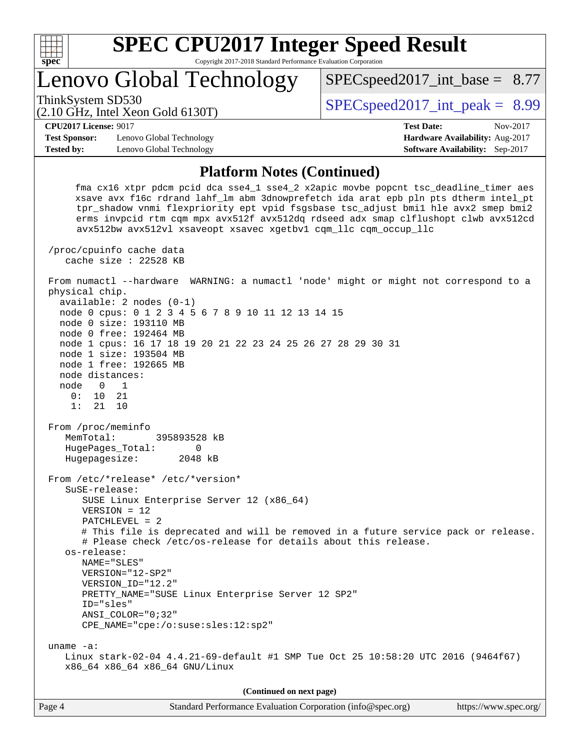# SPEC CPU2017 Integer Speed Result

Copyright 2017-2018 Standard Performance Evaluation Corporation

## Lenovo Global Technology

ThinkSystem SD530
(2.10 GHz, Intel Xeon Gold 6130T)

SPECspeed2017_int_base = 8.77

SPECspeed2017_int_peak = 8.99

**CPU2017 License:** 9017
**Test Sponsor:** Lenovo Global Technology
**Tested by:** Lenovo Global Technology

**Test Date:** Nov-2017
**Hardware Availability:** Aug-2017
**Software Availability:** Sep-2017

### Platform Notes (Continued)

```
      fma cx16 xtpr pdcm pcid dca sse4_1 sse4_2 x2apic movbe popcnt tsc_deadline_timer aes
      xsave avx f16c rdrand lahf_lm abm 3dnowprefetch ida arat epb pln pts dtherm intel_pt
      tpr_shadow vnmi flexpriority ept vpid fsgsbase tsc_adjust bmi1 hle avx2 smep bmi2
      erms invpcid rtm cqm mpx avx512f avx512dq rdseed adx smap clflushopt clwb avx512cd
      avx512bw avx512vl xsaveopt xsavec xgetbv1 cqm_llc cqm_occup_llc

 /proc/cpuinfo cache data
    cache size : 22528 KB

 From numactl --hardware  WARNING: a numactl 'node' might or might not correspond to a
 physical chip.
   available: 2 nodes (0-1)
   node 0 cpus: 0 1 2 3 4 5 6 7 8 9 10 11 12 13 14 15
   node 0 size: 193110 MB
   node 0 free: 192464 MB
   node 1 cpus: 16 17 18 19 20 21 22 23 24 25 26 27 28 29 30 31
   node 1 size: 193504 MB
   node 1 free: 192665 MB
   node distances:
   node   0   1
     0:  10  21
     1:  21  10

 From /proc/meminfo
    MemTotal:       395893528 kB
    HugePages_Total:       0
    Hugepagesize:       2048 kB

 From /etc/*release* /etc/*version*
    SuSE-release:
       SUSE Linux Enterprise Server 12 (x86_64)
       VERSION = 12
       PATCHLEVEL = 2
       # This file is deprecated and will be removed in a future service pack or release.
       # Please check /etc/os-release for details about this release.
    os-release:
       NAME="SLES"
       VERSION="12-SP2"
       VERSION_ID="12.2"
       PRETTY_NAME="SUSE Linux Enterprise Server 12 SP2"
       ID="sles"
       ANSI_COLOR="0;32"
       CPE_NAME="cpe:/o:suse:sles:12:sp2"

 uname -a:
    Linux stark-02-04 4.4.21-69-default #1 SMP Tue Oct 25 10:58:20 UTC 2016 (9464f67)
    x86_64 x86_64 x86_64 GNU/Linux
```

**(Continued on next page)**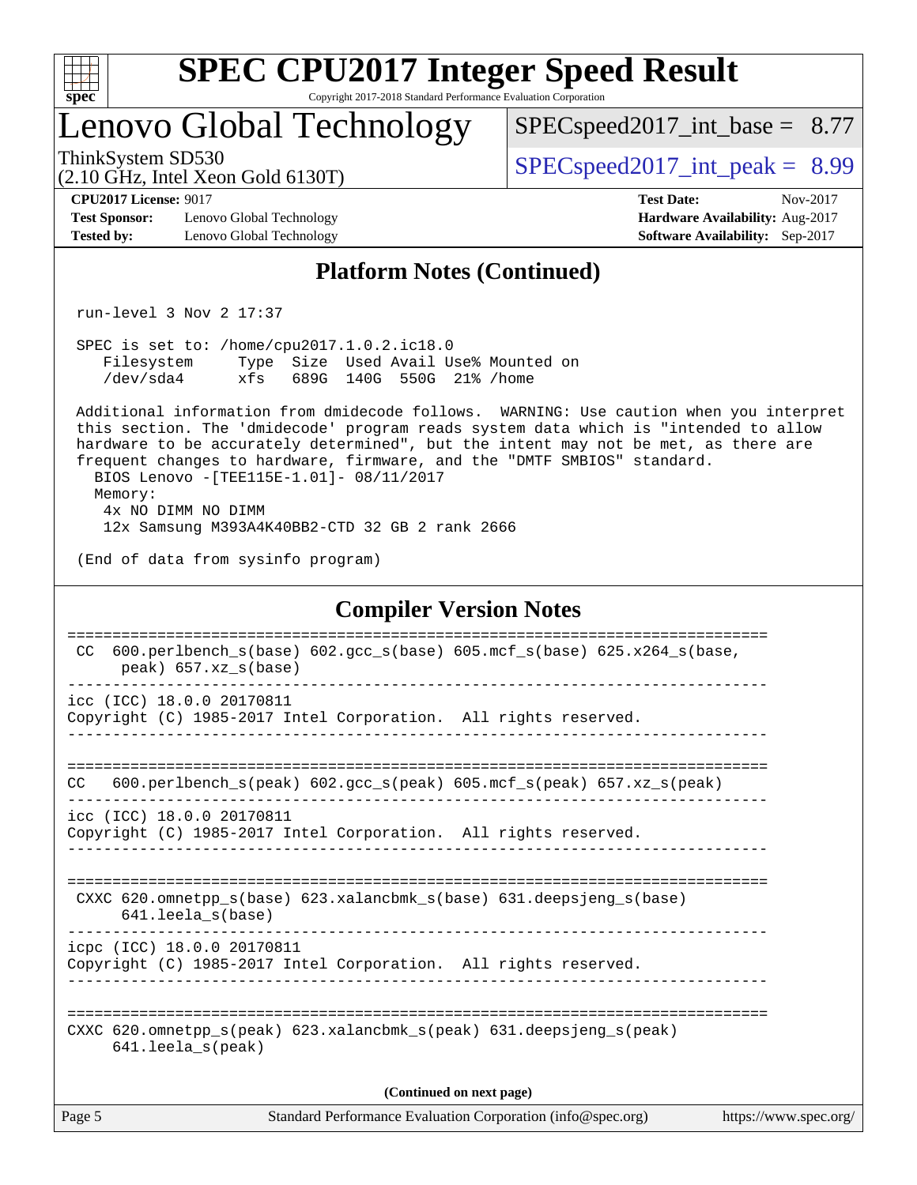## Platform Notes (Continued)

```
run-level 3 Nov 2 17:37

SPEC is set to: /home/cpu2017.1.0.2.ic18.0
   Filesystem     Type  Size  Used Avail Use% Mounted on
   /dev/sda4      xfs   689G  140G  550G  21% /home

Additional information from dmidecode follows.  WARNING: Use caution when you interpret
this section. The 'dmidecode' program reads system data which is "intended to allow
hardware to be accurately determined", but the intent may not be met, as there are
frequent changes to hardware, firmware, and the "DMTF SMBIOS" standard.
  BIOS Lenovo -[TEE115E-1.01]- 08/11/2017
  Memory:
    4x NO DIMM NO DIMM
    12x Samsung M393A4K40BB2-CTD 32 GB 2 rank 2666

(End of data from sysinfo program)
```

## Compiler Version Notes

```
==============================================================================
 CC  600.perlbench_s(base) 602.gcc_s(base) 605.mcf_s(base) 625.x264_s(base,
      peak) 657.xz_s(base)
------------------------------------------------------------------------------
icc (ICC) 18.0.0 20170811
Copyright (C) 1985-2017 Intel Corporation.  All rights reserved.
------------------------------------------------------------------------------

==============================================================================
CC   600.perlbench_s(peak) 602.gcc_s(peak) 605.mcf_s(peak) 657.xz_s(peak)
------------------------------------------------------------------------------
icc (ICC) 18.0.0 20170811
Copyright (C) 1985-2017 Intel Corporation.  All rights reserved.
------------------------------------------------------------------------------

==============================================================================
 CXXC 620.omnetpp_s(base) 623.xalancbmk_s(base) 631.deepsjeng_s(base)
      641.leela_s(base)
------------------------------------------------------------------------------
icpc (ICC) 18.0.0 20170811
Copyright (C) 1985-2017 Intel Corporation.  All rights reserved.
------------------------------------------------------------------------------

==============================================================================
CXXC 620.omnetpp_s(peak) 623.xalancbmk_s(peak) 631.deepsjeng_s(peak)
      641.leela_s(peak)
```

**(Continued on next page)**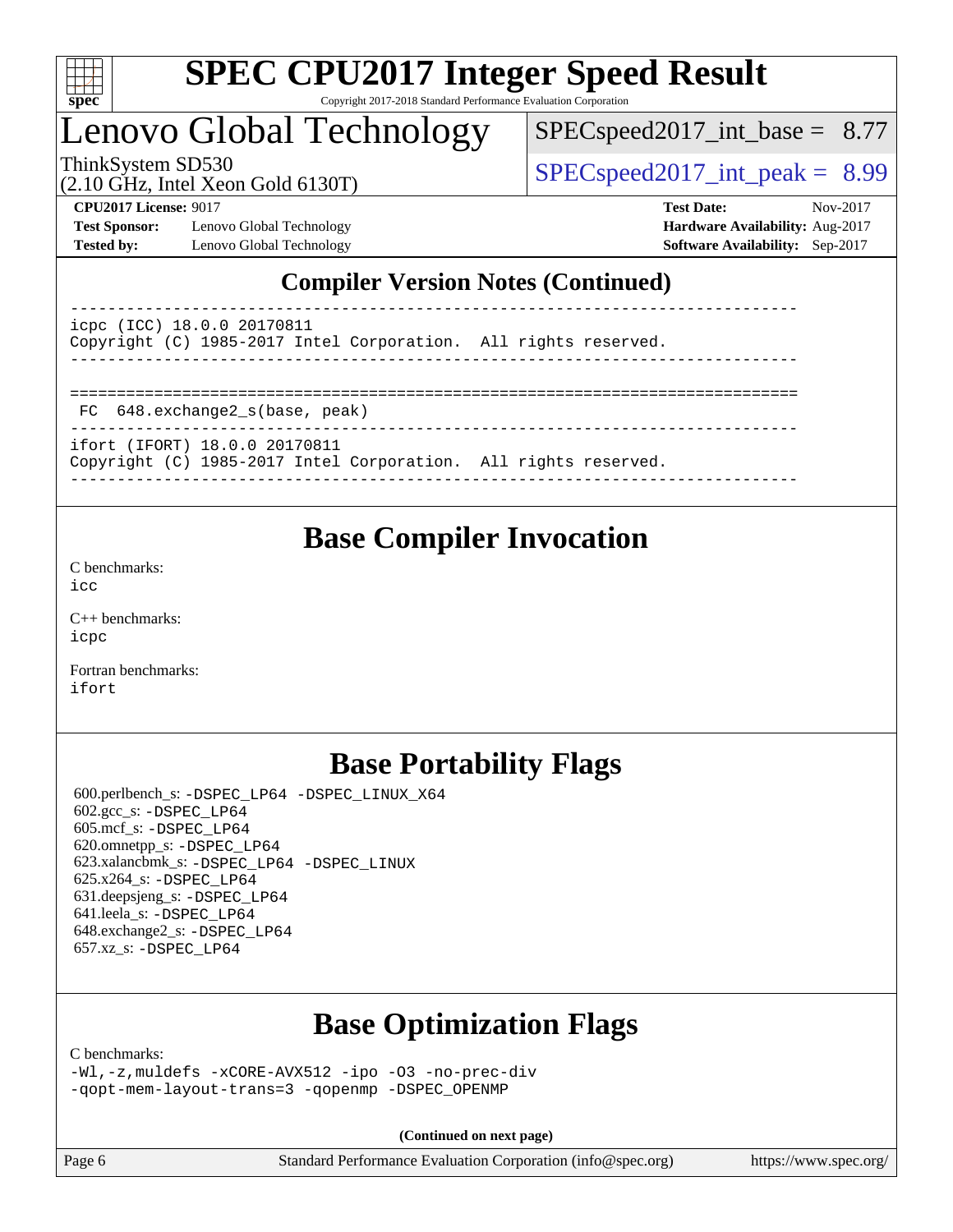## Compiler Version Notes (Continued)

```
------------------------------------------------------------------------------
icpc (ICC) 18.0.0 20170811
Copyright (C) 1985-2017 Intel Corporation.  All rights reserved.
------------------------------------------------------------------------------

==============================================================================
 FC  648.exchange2_s(base, peak)
------------------------------------------------------------------------------
ifort (IFORT) 18.0.0 20170811
Copyright (C) 1985-2017 Intel Corporation.  All rights reserved.
------------------------------------------------------------------------------
```

## Base Compiler Invocation

C benchmarks:
icc

C++ benchmarks:
icpc

Fortran benchmarks:
ifort

## Base Portability Flags

600.perlbench_s: -DSPEC_LP64 -DSPEC_LINUX_X64
602.gcc_s: -DSPEC_LP64
605.mcf_s: -DSPEC_LP64
620.omnetpp_s: -DSPEC_LP64
623.xalancbmk_s: -DSPEC_LP64 -DSPEC_LINUX
625.x264_s: -DSPEC_LP64
631.deepsjeng_s: -DSPEC_LP64
641.leela_s: -DSPEC_LP64
648.exchange2_s: -DSPEC_LP64
657.xz_s: -DSPEC_LP64

## Base Optimization Flags

C benchmarks:
-Wl,-z,muldefs -xCORE-AVX512 -ipo -O3 -no-prec-div
-qopt-mem-layout-trans=3 -qopenmp -DSPEC_OPENMP

**(Continued on next page)**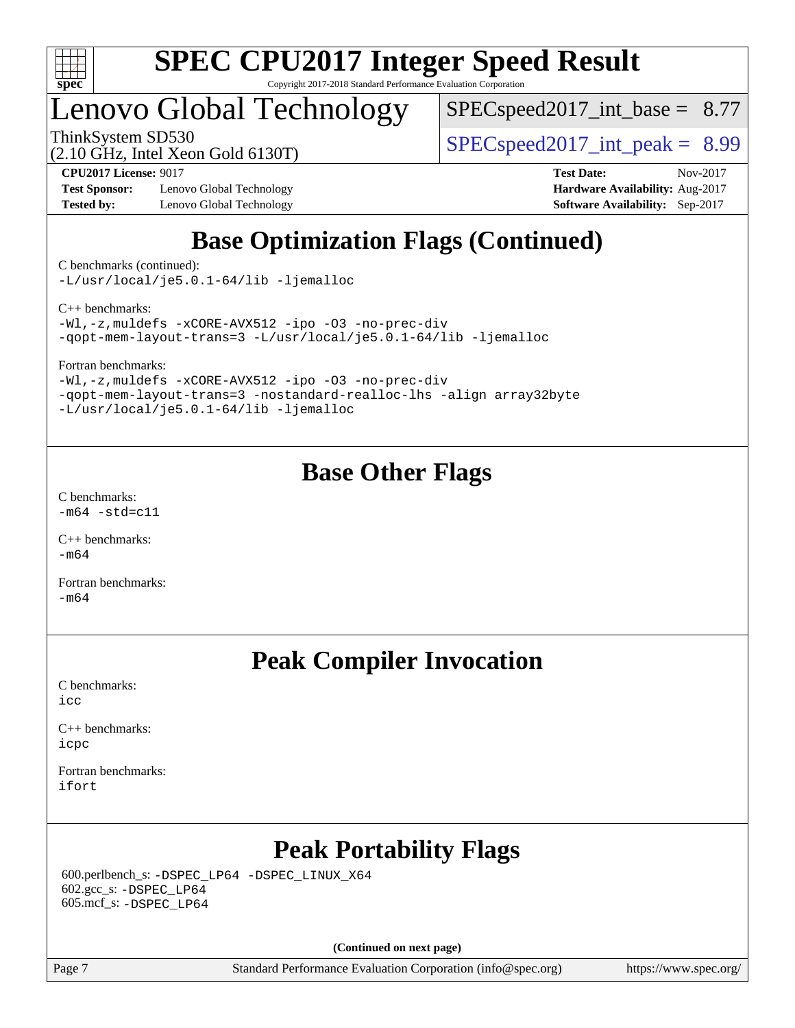# SPEC CPU2017 Integer Speed Result

Copyright 2017-2018 Standard Performance Evaluation Corporation

## Lenovo Global Technology

ThinkSystem SD530
(2.10 GHz, Intel Xeon Gold 6130T)

SPECspeed2017_int_base = 8.77

SPECspeed2017_int_peak = 8.99

**CPU2017 License:** 9017
**Test Sponsor:** Lenovo Global Technology
**Tested by:** Lenovo Global Technology

**Test Date:** Nov-2017
**Hardware Availability:** Aug-2017
**Software Availability:** Sep-2017

## Base Optimization Flags (Continued)

C benchmarks (continued):
```
-L/usr/local/je5.0.1-64/lib -ljemalloc
```

C++ benchmarks:
```
-Wl,-z,muldefs -xCORE-AVX512 -ipo -O3 -no-prec-div
-qopt-mem-layout-trans=3 -L/usr/local/je5.0.1-64/lib -ljemalloc
```

Fortran benchmarks:
```
-Wl,-z,muldefs -xCORE-AVX512 -ipo -O3 -no-prec-div
-qopt-mem-layout-trans=3 -nostandard-realloc-lhs -align array32byte
-L/usr/local/je5.0.1-64/lib -ljemalloc
```

## Base Other Flags

C benchmarks:
```
-m64 -std=c11
```

C++ benchmarks:
```
-m64
```

Fortran benchmarks:
```
-m64
```

## Peak Compiler Invocation

C benchmarks:
```
icc
```

C++ benchmarks:
```
icpc
```

Fortran benchmarks:
```
ifort
```

## Peak Portability Flags

600.perlbench_s: `-DSPEC_LP64 -DSPEC_LINUX_X64`
602.gcc_s: `-DSPEC_LP64`
605.mcf_s: `-DSPEC_LP64`

**(Continued on next page)**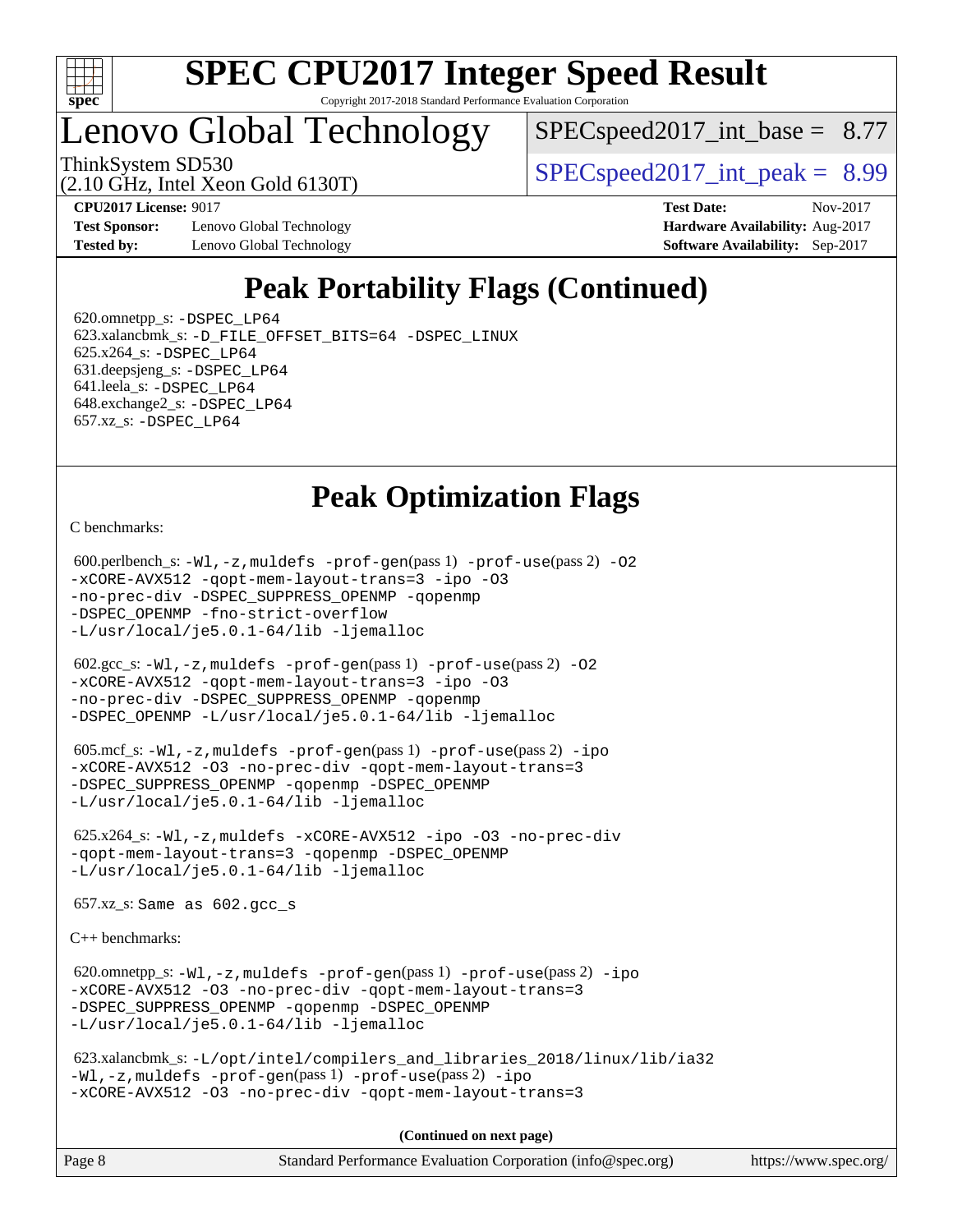# Lenovo Global Technology

ThinkSystem SD530
(2.10 GHz, Intel Xeon Gold 6130T)

SPECspeed2017_int_base = 8.77

SPECspeed2017_int_peak = 8.99

**CPU2017 License:** 9017
**Test Sponsor:** Lenovo Global Technology
**Tested by:** Lenovo Global Technology

**Test Date:** Nov-2017
**Hardware Availability:** Aug-2017
**Software Availability:** Sep-2017

## Peak Portability Flags (Continued)

620.omnetpp_s: -DSPEC_LP64
623.xalancbmk_s: -D_FILE_OFFSET_BITS=64 -DSPEC_LINUX
625.x264_s: -DSPEC_LP64
631.deepsjeng_s: -DSPEC_LP64
641.leela_s: -DSPEC_LP64
648.exchange2_s: -DSPEC_LP64
657.xz_s: -DSPEC_LP64

## Peak Optimization Flags

C benchmarks:

600.perlbench_s: -Wl,-z,muldefs -prof-gen(pass 1) -prof-use(pass 2) -O2 -xCORE-AVX512 -qopt-mem-layout-trans=3 -ipo -O3 -no-prec-div -DSPEC_SUPPRESS_OPENMP -qopenmp -DSPEC_OPENMP -fno-strict-overflow -L/usr/local/je5.0.1-64/lib -ljemalloc

602.gcc_s: -Wl,-z,muldefs -prof-gen(pass 1) -prof-use(pass 2) -O2 -xCORE-AVX512 -qopt-mem-layout-trans=3 -ipo -O3 -no-prec-div -DSPEC_SUPPRESS_OPENMP -qopenmp -DSPEC_OPENMP -L/usr/local/je5.0.1-64/lib -ljemalloc

605.mcf_s: -Wl,-z,muldefs -prof-gen(pass 1) -prof-use(pass 2) -ipo -xCORE-AVX512 -O3 -no-prec-div -qopt-mem-layout-trans=3 -DSPEC_SUPPRESS_OPENMP -qopenmp -DSPEC_OPENMP -L/usr/local/je5.0.1-64/lib -ljemalloc

625.x264_s: -Wl,-z,muldefs -xCORE-AVX512 -ipo -O3 -no-prec-div -qopt-mem-layout-trans=3 -qopenmp -DSPEC_OPENMP -L/usr/local/je5.0.1-64/lib -ljemalloc

657.xz_s: Same as 602.gcc_s

C++ benchmarks:

620.omnetpp_s: -Wl,-z,muldefs -prof-gen(pass 1) -prof-use(pass 2) -ipo -xCORE-AVX512 -O3 -no-prec-div -qopt-mem-layout-trans=3 -DSPEC_SUPPRESS_OPENMP -qopenmp -DSPEC_OPENMP -L/usr/local/je5.0.1-64/lib -ljemalloc

623.xalancbmk_s: -L/opt/intel/compilers_and_libraries_2018/linux/lib/ia32 -Wl,-z,muldefs -prof-gen(pass 1) -prof-use(pass 2) -ipo -xCORE-AVX512 -O3 -no-prec-div -qopt-mem-layout-trans=3

**(Continued on next page)**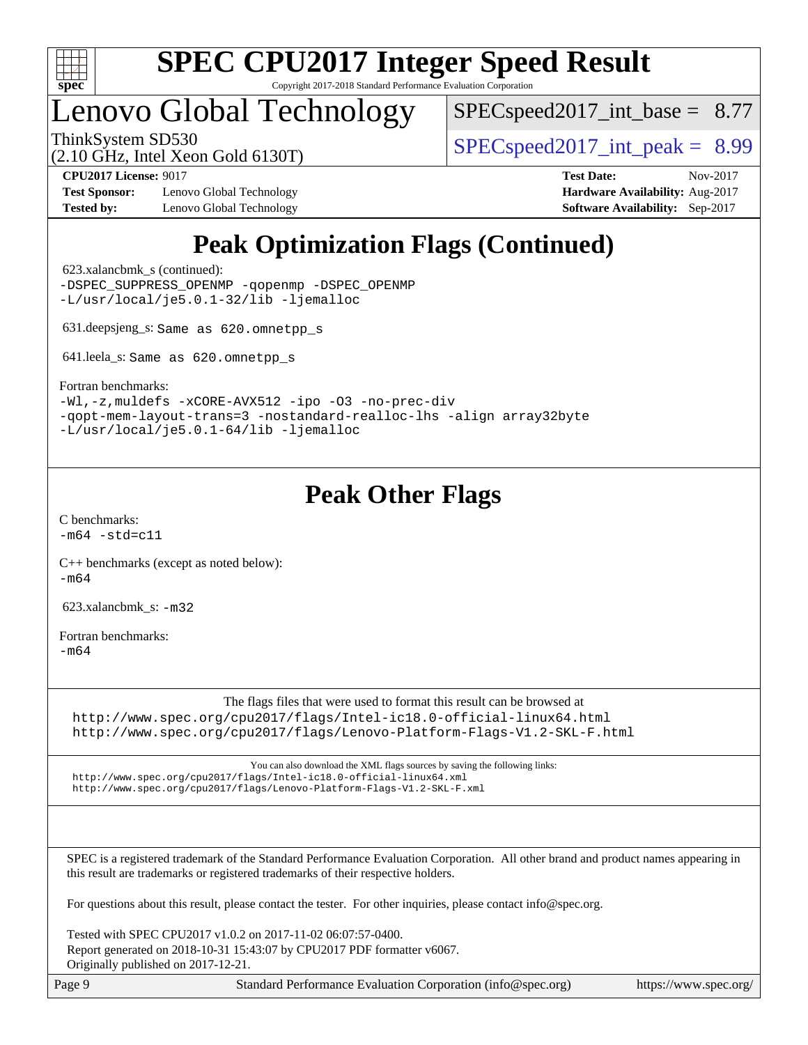# SPEC CPU2017 Integer Speed Result

Copyright 2017-2018 Standard Performance Evaluation Corporation

## Lenovo Global Technology

ThinkSystem SD530
(2.10 GHz, Intel Xeon Gold 6130T)

SPECspeed2017_int_base = 8.77

SPECspeed2017_int_peak = 8.99

**CPU2017 License:** 9017
**Test Sponsor:** Lenovo Global Technology
**Tested by:** Lenovo Global Technology

**Test Date:** Nov-2017
**Hardware Availability:** Aug-2017
**Software Availability:** Sep-2017

# Peak Optimization Flags (Continued)

623.xalancbmk_s (continued):
```
-DSPEC_SUPPRESS_OPENMP -qopenmp -DSPEC_OPENMP
-L/usr/local/je5.0.1-32/lib -ljemalloc
```

631.deepsjeng_s: `Same as 620.omnetpp_s`

641.leela_s: `Same as 620.omnetpp_s`

Fortran benchmarks:
```
-Wl,-z,muldefs -xCORE-AVX512 -ipo -O3 -no-prec-div
-qopt-mem-layout-trans=3 -nostandard-realloc-lhs -align array32byte
-L/usr/local/je5.0.1-64/lib -ljemalloc
```

# Peak Other Flags

C benchmarks:
`-m64 -std=c11`

C++ benchmarks (except as noted below):
`-m64`

623.xalancbmk_s: `-m32`

Fortran benchmarks:
`-m64`

The flags files that were used to format this result can be browsed at
http://www.spec.org/cpu2017/flags/Intel-ic18.0-official-linux64.html
http://www.spec.org/cpu2017/flags/Lenovo-Platform-Flags-V1.2-SKL-F.html

You can also download the XML flags sources by saving the following links:
http://www.spec.org/cpu2017/flags/Intel-ic18.0-official-linux64.xml
http://www.spec.org/cpu2017/flags/Lenovo-Platform-Flags-V1.2-SKL-F.xml

SPEC is a registered trademark of the Standard Performance Evaluation Corporation. All other brand and product names appearing in this result are trademarks or registered trademarks of their respective holders.

For questions about this result, please contact the tester. For other inquiries, please contact info@spec.org.

Tested with SPEC CPU2017 v1.0.2 on 2017-11-02 06:07:57-0400.
Report generated on 2018-10-31 15:43:07 by CPU2017 PDF formatter v6067.
Originally published on 2017-12-21.